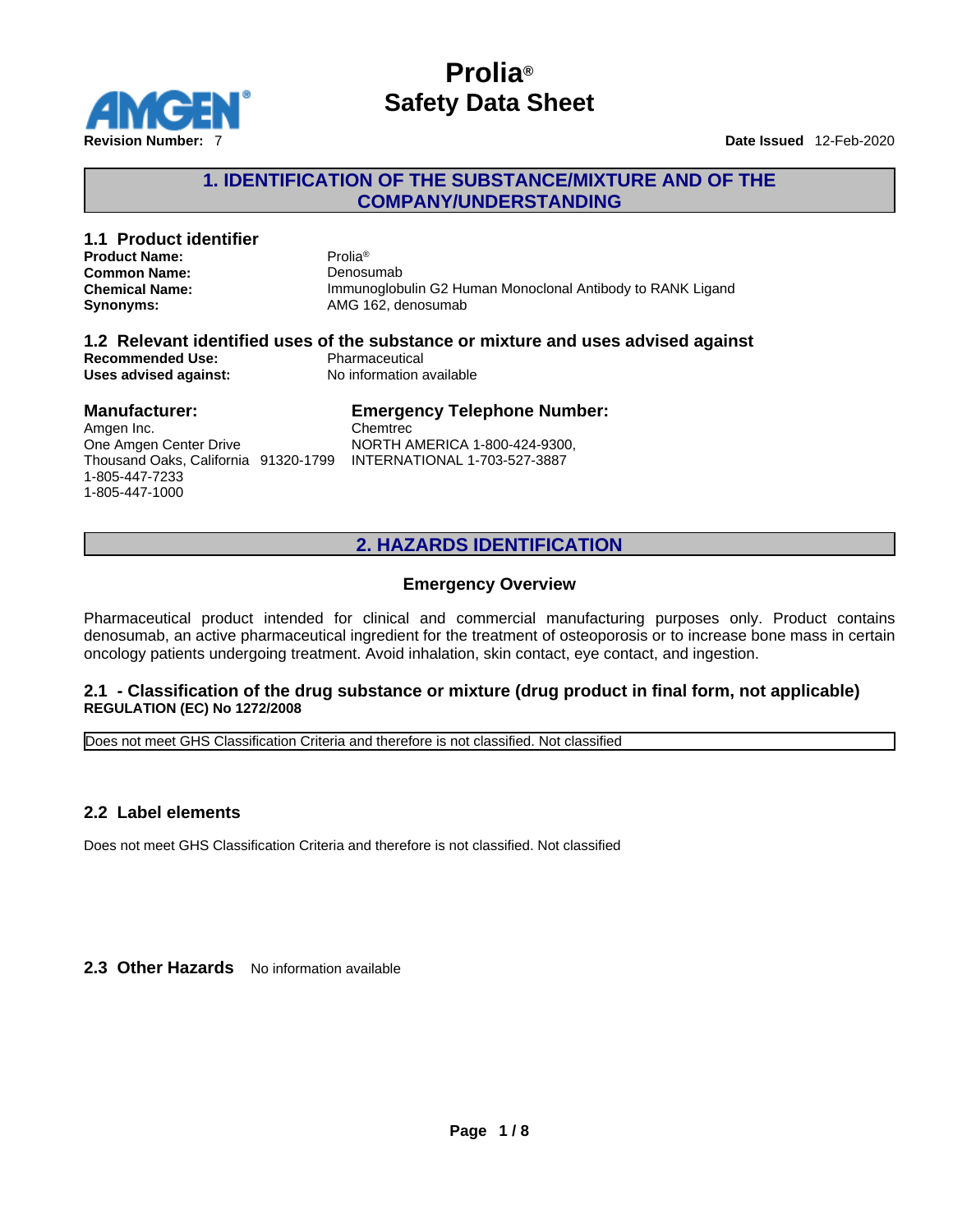# Prolia®
# Safety Data Sheet

**Revision Number:** 7

**Date Issued** 12-Feb-2020

## 1. IDENTIFICATION OF THE SUBSTANCE/MIXTURE AND OF THE COMPANY/UNDERSTANDING

### 1.1 Product identifier

**Product Name:** Prolia®
**Common Name:** Denosumab
**Chemical Name:** Immunoglobulin G2 Human Monoclonal Antibody to RANK Ligand
**Synonyms:** AMG 162, denosumab

### 1.2 Relevant identified uses of the substance or mixture and uses advised against

**Recommended Use:** Pharmaceutical
**Uses advised against:** No information available

### Manufacturer:

Amgen Inc.
One Amgen Center Drive
Thousand Oaks, California 91320-1799
1-805-447-7233
1-805-447-1000

### Emergency Telephone Number:

Chemtrec
NORTH AMERICA 1-800-424-9300,
INTERNATIONAL 1-703-527-3887

## 2. HAZARDS IDENTIFICATION

### Emergency Overview

Pharmaceutical product intended for clinical and commercial manufacturing purposes only. Product contains denosumab, an active pharmaceutical ingredient for the treatment of osteoporosis or to increase bone mass in certain oncology patients undergoing treatment. Avoid inhalation, skin contact, eye contact, and ingestion.

### 2.1 - Classification of the drug substance or mixture (drug product in final form, not applicable)

**REGULATION (EC) No 1272/2008**

Does not meet GHS Classification Criteria and therefore is not classified. Not classified

### 2.2 Label elements

Does not meet GHS Classification Criteria and therefore is not classified. Not classified

### 2.3 Other Hazards

No information available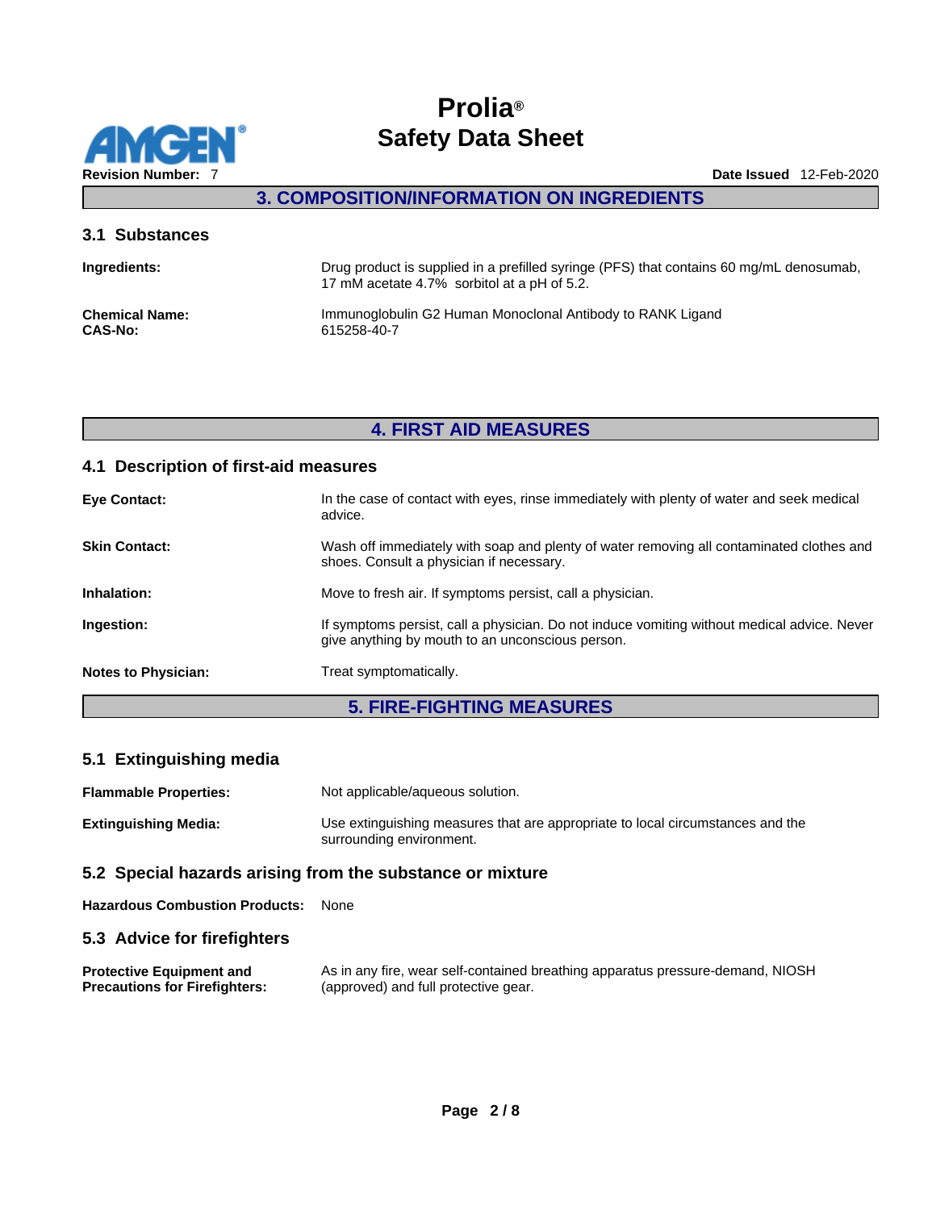## 3. COMPOSITION/INFORMATION ON INGREDIENTS

### 3.1 Substances

**Ingredients:** Drug product is supplied in a prefilled syringe (PFS) that contains 60 mg/mL denosumab, 17 mM acetate 4.7% sorbitol at a pH of 5.2.

**Chemical Name:** Immunoglobulin G2 Human Monoclonal Antibody to RANK Ligand
**CAS-No:** 615258-40-7

## 4. FIRST AID MEASURES

### 4.1 Description of first-aid measures

**Eye Contact:** In the case of contact with eyes, rinse immediately with plenty of water and seek medical advice.

**Skin Contact:** Wash off immediately with soap and plenty of water removing all contaminated clothes and shoes. Consult a physician if necessary.

**Inhalation:** Move to fresh air. If symptoms persist, call a physician.

**Ingestion:** If symptoms persist, call a physician. Do not induce vomiting without medical advice. Never give anything by mouth to an unconscious person.

**Notes to Physician:** Treat symptomatically.

## 5. FIRE-FIGHTING MEASURES

### 5.1 Extinguishing media

**Flammable Properties:** Not applicable/aqueous solution.

**Extinguishing Media:** Use extinguishing measures that are appropriate to local circumstances and the surrounding environment.

### 5.2 Special hazards arising from the substance or mixture

**Hazardous Combustion Products:** None

### 5.3 Advice for firefighters

**Protective Equipment and Precautions for Firefighters:** As in any fire, wear self-contained breathing apparatus pressure-demand, NIOSH (approved) and full protective gear.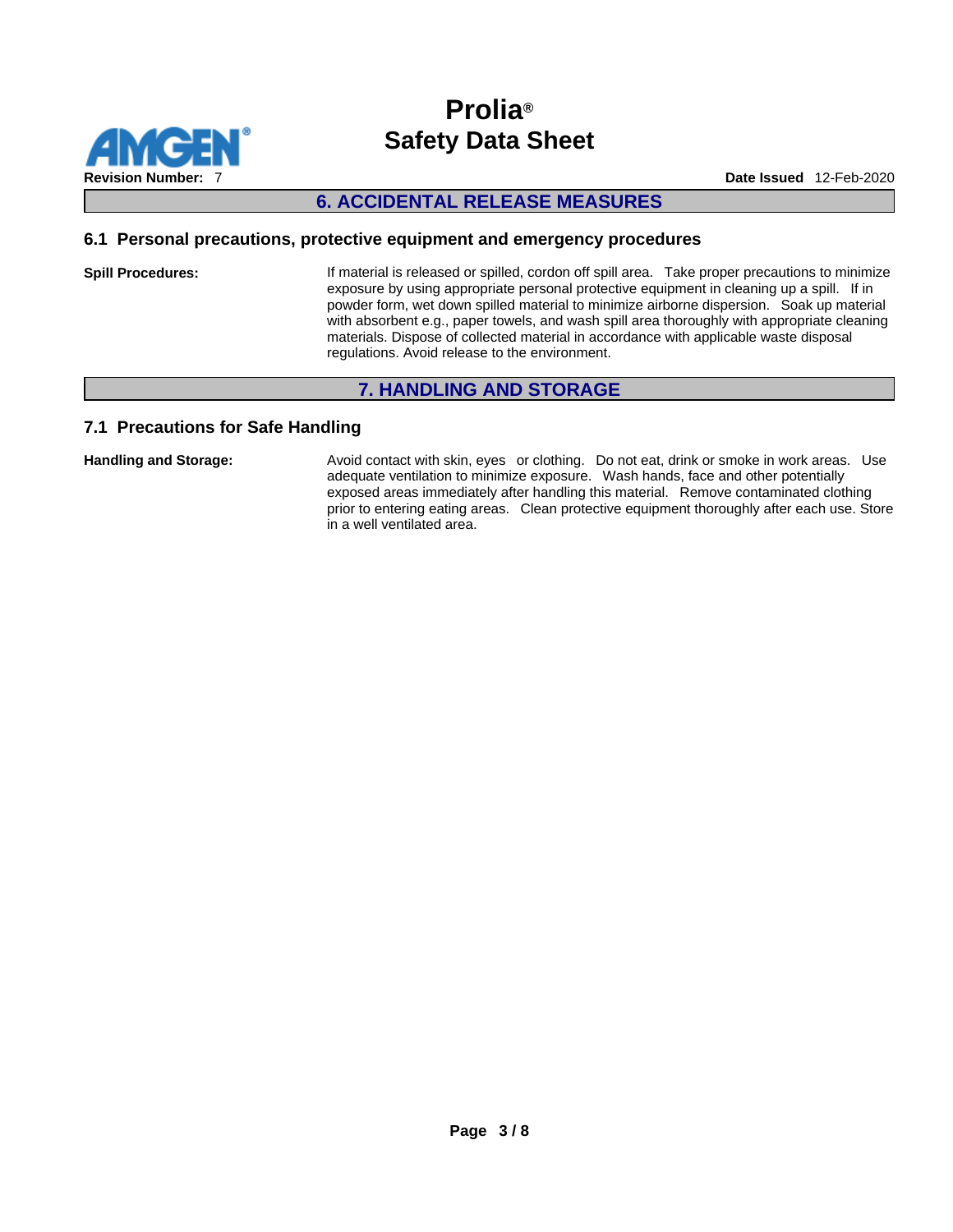## 6. ACCIDENTAL RELEASE MEASURES

### 6.1 Personal precautions, protective equipment and emergency procedures

**Spill Procedures:** If material is released or spilled, cordon off spill area. Take proper precautions to minimize exposure by using appropriate personal protective equipment in cleaning up a spill. If in powder form, wet down spilled material to minimize airborne dispersion. Soak up material with absorbent e.g., paper towels, and wash spill area thoroughly with appropriate cleaning materials. Dispose of collected material in accordance with applicable waste disposal regulations. Avoid release to the environment.

## 7. HANDLING AND STORAGE

### 7.1 Precautions for Safe Handling

**Handling and Storage:** Avoid contact with skin, eyes or clothing. Do not eat, drink or smoke in work areas. Use adequate ventilation to minimize exposure. Wash hands, face and other potentially exposed areas immediately after handling this material. Remove contaminated clothing prior to entering eating areas. Clean protective equipment thoroughly after each use. Store in a well ventilated area.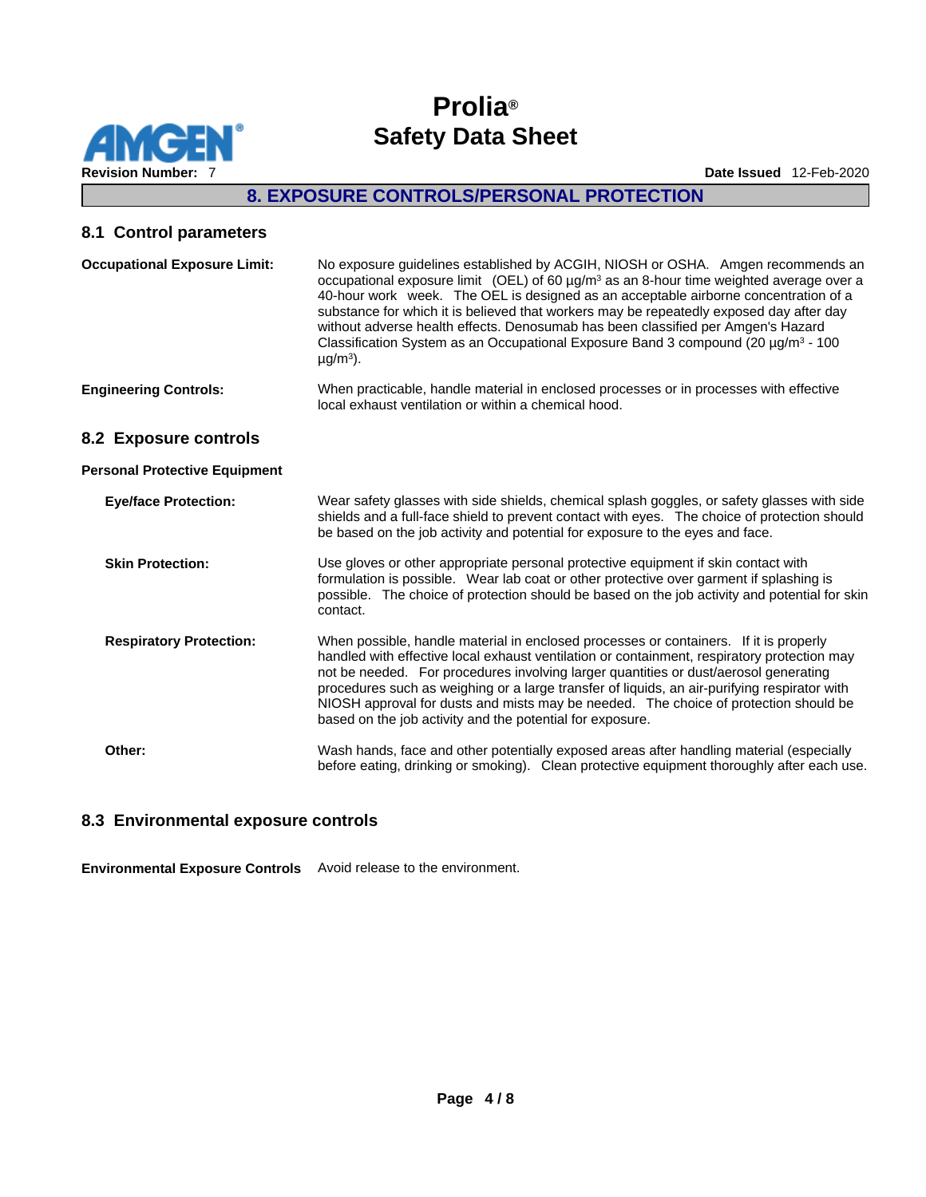## 8. EXPOSURE CONTROLS/PERSONAL PROTECTION

### 8.1 Control parameters

**Occupational Exposure Limit:** No exposure guidelines established by ACGIH, NIOSH or OSHA. Amgen recommends an occupational exposure limit (OEL) of 60 µg/m³ as an 8-hour time weighted average over a 40-hour work week. The OEL is designed as an acceptable airborne concentration of a substance for which it is believed that workers may be repeatedly exposed day after day without adverse health effects. Denosumab has been classified per Amgen's Hazard Classification System as an Occupational Exposure Band 3 compound (20 µg/m³ - 100 µg/m³).

**Engineering Controls:** When practicable, handle material in enclosed processes or in processes with effective local exhaust ventilation or within a chemical hood.

### 8.2 Exposure controls

**Personal Protective Equipment**

**Eye/face Protection:** Wear safety glasses with side shields, chemical splash goggles, or safety glasses with side shields and a full-face shield to prevent contact with eyes. The choice of protection should be based on the job activity and potential for exposure to the eyes and face.

**Skin Protection:** Use gloves or other appropriate personal protective equipment if skin contact with formulation is possible. Wear lab coat or other protective over garment if splashing is possible. The choice of protection should be based on the job activity and potential for skin contact.

**Respiratory Protection:** When possible, handle material in enclosed processes or containers. If it is properly handled with effective local exhaust ventilation or containment, respiratory protection may not be needed. For procedures involving larger quantities or dust/aerosol generating procedures such as weighing or a large transfer of liquids, an air-purifying respirator with NIOSH approval for dusts and mists may be needed. The choice of protection should be based on the job activity and the potential for exposure.

**Other:** Wash hands, face and other potentially exposed areas after handling material (especially before eating, drinking or smoking). Clean protective equipment thoroughly after each use.

### 8.3 Environmental exposure controls

**Environmental Exposure Controls** Avoid release to the environment.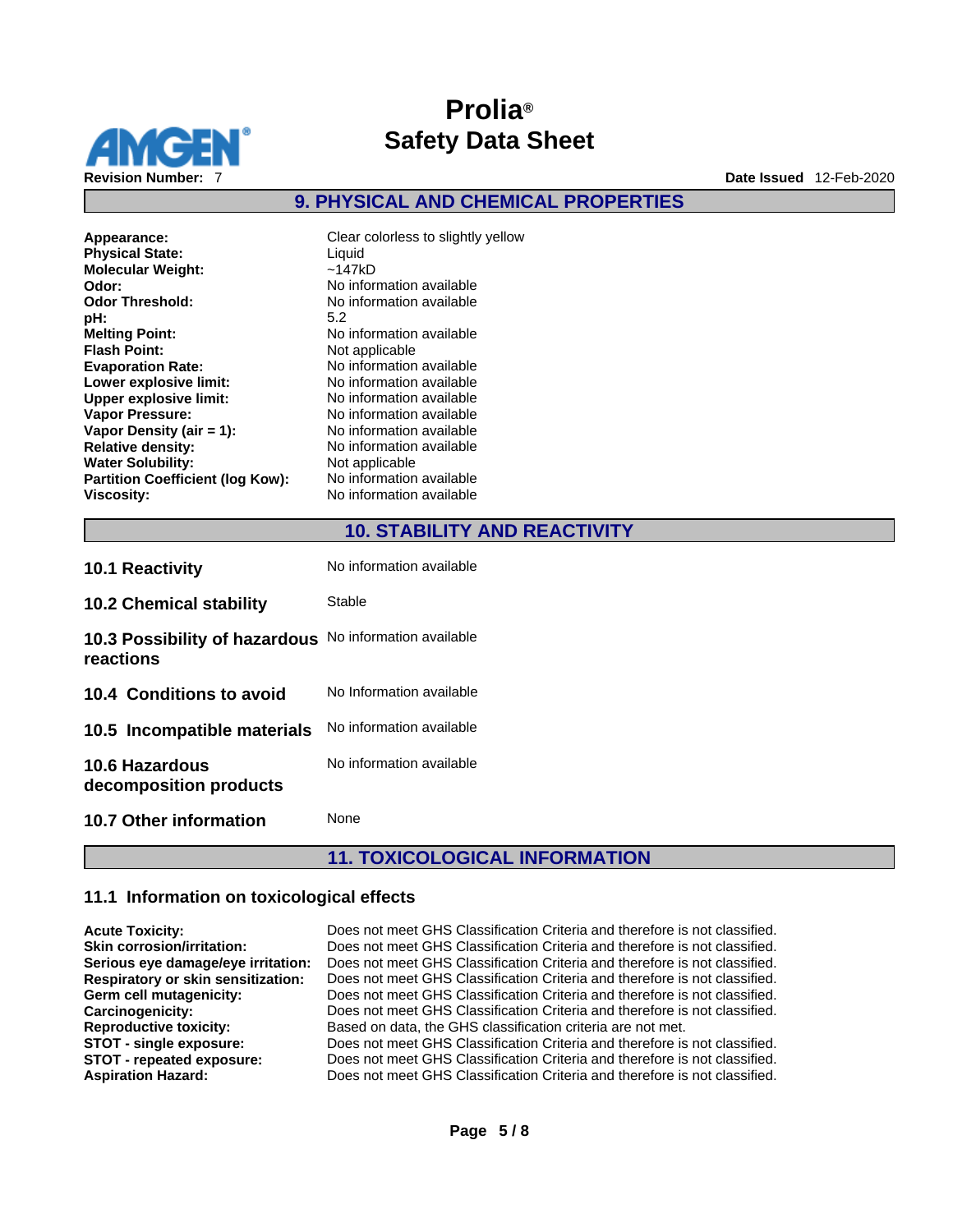## 9. PHYSICAL AND CHEMICAL PROPERTIES

| | |
|---|---|
| **Appearance:** | Clear colorless to slightly yellow |
| **Physical State:** | Liquid |
| **Molecular Weight:** | ~147kD |
| **Odor:** | No information available |
| **Odor Threshold:** | No information available |
| **pH:** | 5.2 |
| **Melting Point:** | No information available |
| **Flash Point:** | Not applicable |
| **Evaporation Rate:** | No information available |
| **Lower explosive limit:** | No information available |
| **Upper explosive limit:** | No information available |
| **Vapor Pressure:** | No information available |
| **Vapor Density (air = 1):** | No information available |
| **Relative density:** | No information available |
| **Water Solubility:** | Not applicable |
| **Partition Coefficient (log Kow):** | No information available |
| **Viscosity:** | No information available |

## 10. STABILITY AND REACTIVITY

| | |
|---|---|
| **10.1 Reactivity** | No information available |
| **10.2 Chemical stability** | Stable |
| **10.3 Possibility of hazardous reactions** | No information available |
| **10.4 Conditions to avoid** | No Information available |
| **10.5 Incompatible materials** | No information available |
| **10.6 Hazardous decomposition products** | No information available |
| **10.7 Other information** | None |

## 11. TOXICOLOGICAL INFORMATION

### 11.1 Information on toxicological effects

| | |
|---|---|
| **Acute Toxicity:** | Does not meet GHS Classification Criteria and therefore is not classified. |
| **Skin corrosion/irritation:** | Does not meet GHS Classification Criteria and therefore is not classified. |
| **Serious eye damage/eye irritation:** | Does not meet GHS Classification Criteria and therefore is not classified. |
| **Respiratory or skin sensitization:** | Does not meet GHS Classification Criteria and therefore is not classified. |
| **Germ cell mutagenicity:** | Does not meet GHS Classification Criteria and therefore is not classified. |
| **Carcinogenicity:** | Does not meet GHS Classification Criteria and therefore is not classified. |
| **Reproductive toxicity:** | Based on data, the GHS classification criteria are not met. |
| **STOT - single exposure:** | Does not meet GHS Classification Criteria and therefore is not classified. |
| **STOT - repeated exposure:** | Does not meet GHS Classification Criteria and therefore is not classified. |
| **Aspiration Hazard:** | Does not meet GHS Classification Criteria and therefore is not classified. |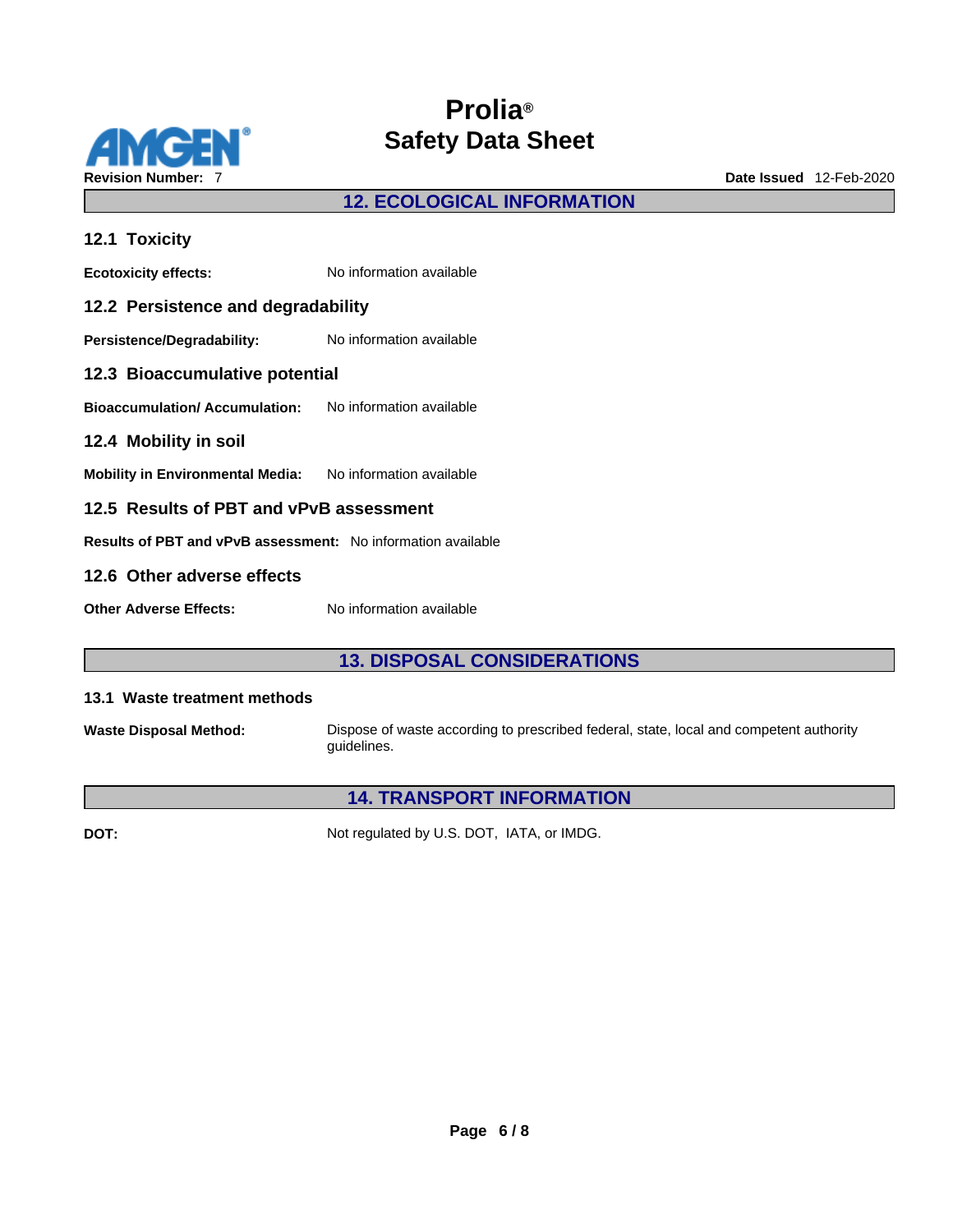## 12. ECOLOGICAL INFORMATION

### 12.1 Toxicity

**Ecotoxicity effects:** No information available

### 12.2 Persistence and degradability

**Persistence/Degradability:** No information available

### 12.3 Bioaccumulative potential

**Bioaccumulation/ Accumulation:** No information available

### 12.4 Mobility in soil

**Mobility in Environmental Media:** No information available

### 12.5 Results of PBT and vPvB assessment

**Results of PBT and vPvB assessment:** No information available

### 12.6 Other adverse effects

**Other Adverse Effects:** No information available

## 13. DISPOSAL CONSIDERATIONS

### 13.1 Waste treatment methods

**Waste Disposal Method:** Dispose of waste according to prescribed federal, state, local and competent authority guidelines.

## 14. TRANSPORT INFORMATION

**DOT:** Not regulated by U.S. DOT, IATA, or IMDG.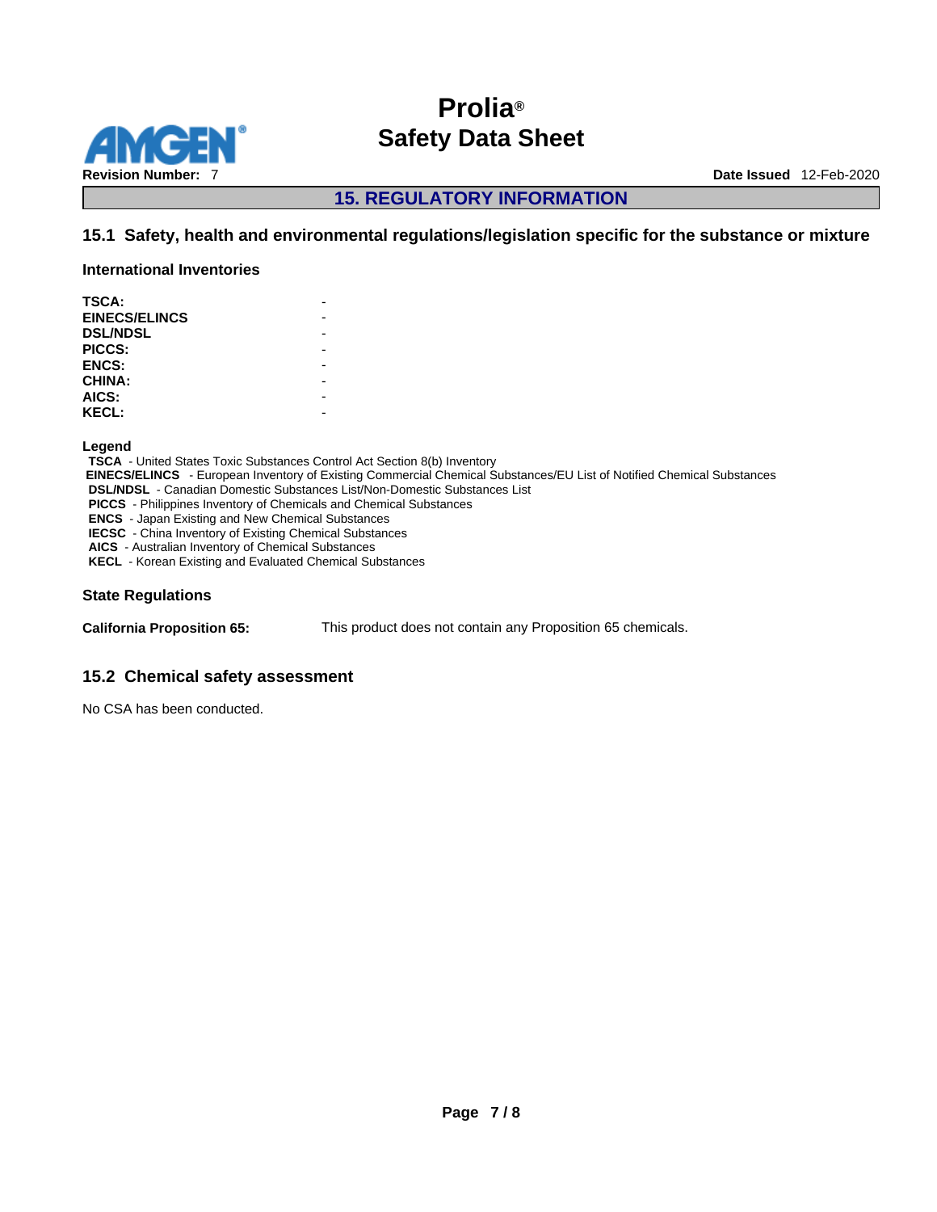## 15. REGULATORY INFORMATION

### 15.1 Safety, health and environmental regulations/legislation specific for the substance or mixture

**International Inventories**

| | |
|---|---|
| **TSCA:** | - |
| **EINECS/ELINCS** | - |
| **DSL/NDSL** | - |
| **PICCS:** | - |
| **ENCS:** | - |
| **CHINA:** | - |
| **AICS:** | - |
| **KECL:** | - |

**Legend**

**TSCA** - United States Toxic Substances Control Act Section 8(b) Inventory
**EINECS/ELINCS** - European Inventory of Existing Commercial Chemical Substances/EU List of Notified Chemical Substances
**DSL/NDSL** - Canadian Domestic Substances List/Non-Domestic Substances List
**PICCS** - Philippines Inventory of Chemicals and Chemical Substances
**ENCS** - Japan Existing and New Chemical Substances
**IECSC** - China Inventory of Existing Chemical Substances
**AICS** - Australian Inventory of Chemical Substances
**KECL** - Korean Existing and Evaluated Chemical Substances

**State Regulations**

**California Proposition 65:** This product does not contain any Proposition 65 chemicals.

### 15.2 Chemical safety assessment

No CSA has been conducted.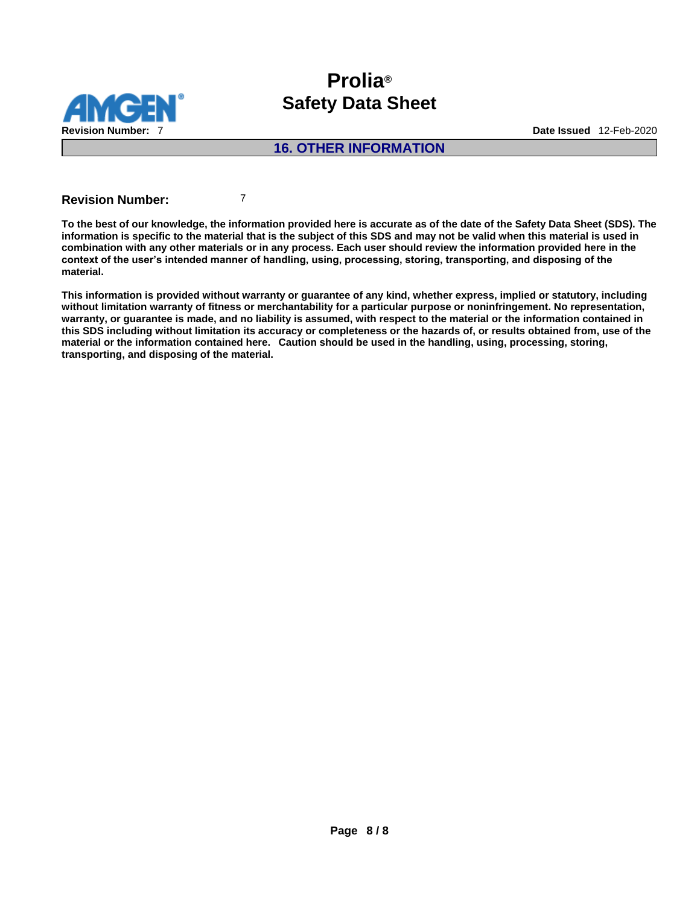## 16. OTHER INFORMATION

**Revision Number:** 7

**To the best of our knowledge, the information provided here is accurate as of the date of the Safety Data Sheet (SDS). The information is specific to the material that is the subject of this SDS and may not be valid when this material is used in combination with any other materials or in any process. Each user should review the information provided here in the context of the user's intended manner of handling, using, processing, storing, transporting, and disposing of the material.**

**This information is provided without warranty or guarantee of any kind, whether express, implied or statutory, including without limitation warranty of fitness or merchantability for a particular purpose or noninfringement. No representation, warranty, or guarantee is made, and no liability is assumed, with respect to the material or the information contained in this SDS including without limitation its accuracy or completeness or the hazards of, or results obtained from, use of the material or the information contained here. Caution should be used in the handling, using, processing, storing, transporting, and disposing of the material.**